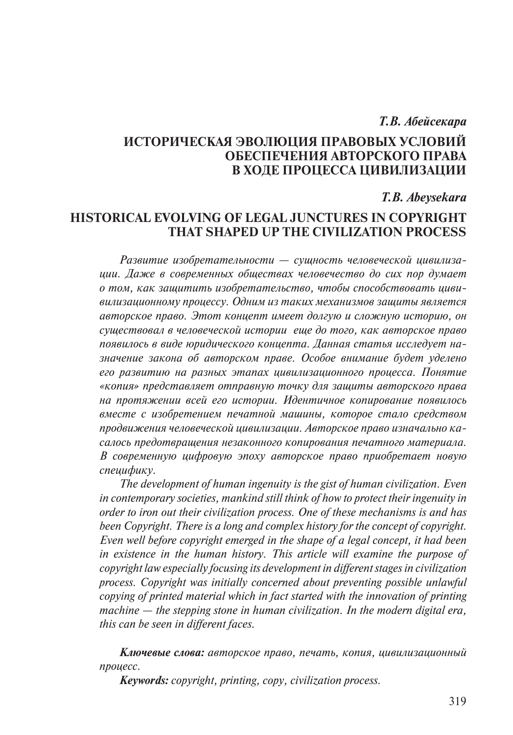*Т.В. Абейсекара*

## ИСТОРИЧЕСКАЯ ЭВОЛЮЦИЯ ПРАВОВЫХ УСЛОВИЙ ОБЕСПЕЧЕНИЯ АВТОРСКОГО ПРАВА В ХОДЕ ПРОЦЕССА ЦИВИЛИЗАЦИИ

*T.B. Abeysekara*

## HISTORICAL EVOLVING OF LEGAL JUNCTURES IN COPYRIGHT THAT SHAPED UP THE CIVILIZATION PROCESS

*Развитие изобретательности — сущность человеческой цивилизации. Даже в современных обществах человечество до сих пор думает о том, как защитить изобретательство, чтобы способствовать цивилизационному процессу. Одним из таких механизмов защиты является авторское право. Этот концепт имеет долгую и сложную историю, он существовал в человеческой истории еще до того, как авторское право появилось в виде юридического концепта. Данная статья исследует назначение закона об авторском праве. Особое внимание будет уделено его развитию на разных этапах цивилизационного процесса. Понятие «копия» представляет отправную точку для защиты авторского права на протяжении всей его истории. Идентичное копирование появилось вместе с изобретением печатной машины, которое стало средством продвижения человеческой цивилизации. Авторское право изначально касалось предотвращения незаконного копирования печатного материала. В современную цифровую эпоху авторское право приобретает новую специфику.*

*The development of human ingenuity is the gist of human civilization. Even in contemporary societies, mankind still think of how to protect their ingenuity in order to iron out their civilization process. One of these mechanisms is and has been Copyright. There is a long and complex history for the concept of copyright. Even well before copyright emerged in the shape of a legal concept, it had been in existence in the human history. This article will examine the purpose of copyright law especially focusing its development in different stages in civilization process. Copyright was initially concerned about preventing possible unlawful copying of printed material which in fact started with the innovation of printing machine — the stepping stone in human civilization. In the modern digital era, this can be seen in different faces.*

***Ключевые слова:*** *авторское право, печать, копия, цивилизационный процесс.*

***Keywords:*** *copyright, printing, copy, civilization process.*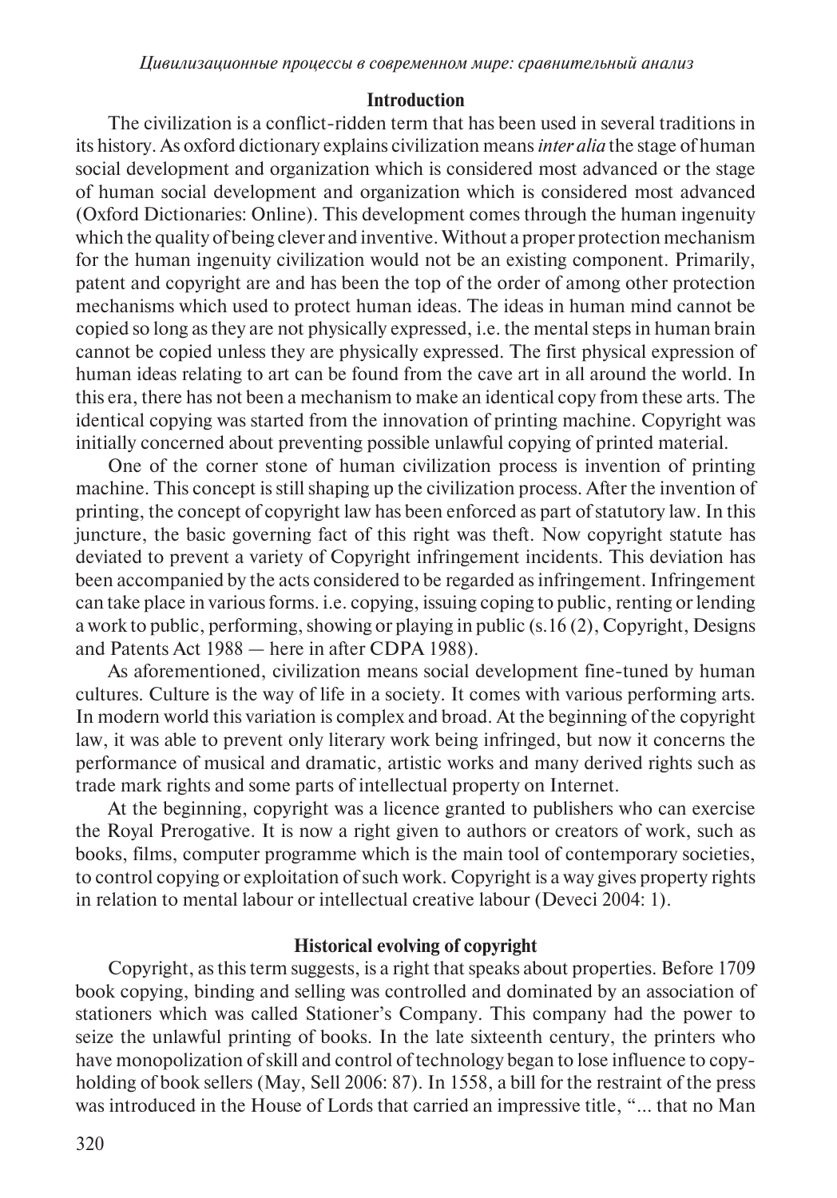## Introduction

The civilization is a conflict-ridden term that has been used in several traditions in its history. As oxford dictionary explains civilization means *inter alia* the stage of human social development and organization which is considered most advanced or the stage of human social development and organization which is considered most advanced (Oxford Dictionaries: Online). This development comes through the human ingenuity which the quality of being clever and inventive. Without a proper protection mechanism for the human ingenuity civilization would not be an existing component. Primarily, patent and copyright are and has been the top of the order of among other protection mechanisms which used to protect human ideas. The ideas in human mind cannot be copied so long as they are not physically expressed, i.e. the mental steps in human brain cannot be copied unless they are physically expressed. The first physical expression of human ideas relating to art can be found from the cave art in all around the world. In this era, there has not been a mechanism to make an identical copy from these arts. The identical copying was started from the innovation of printing machine. Copyright was initially concerned about preventing possible unlawful copying of printed material.

One of the corner stone of human civilization process is invention of printing machine. This concept is still shaping up the civilization process. After the invention of printing, the concept of copyright law has been enforced as part of statutory law. In this juncture, the basic governing fact of this right was theft. Now copyright statute has deviated to prevent a variety of Copyright infringement incidents. This deviation has been accompanied by the acts considered to be regarded as infringement. Infringement can take place in various forms. i.e. copying, issuing coping to public, renting or lending a work to public, performing, showing or playing in public (s.16 (2), Copyright, Designs and Patents Act 1988 — here in after CDPA 1988).

As aforementioned, civilization means social development fine-tuned by human cultures. Culture is the way of life in a society. It comes with various performing arts. In modern world this variation is complex and broad. At the beginning of the copyright law, it was able to prevent only literary work being infringed, but now it concerns the performance of musical and dramatic, artistic works and many derived rights such as trade mark rights and some parts of intellectual property on Internet.

At the beginning, copyright was a licence granted to publishers who can exercise the Royal Prerogative. It is now a right given to authors or creators of work, such as books, films, computer programme which is the main tool of contemporary societies, to control copying or exploitation of such work. Copyright is a way gives property rights in relation to mental labour or intellectual creative labour (Deveci 2004: 1).

## Historical evolving of copyright

Copyright, as this term suggests, is a right that speaks about properties. Before 1709 book copying, binding and selling was controlled and dominated by an association of stationers which was called Stationer's Company. This company had the power to seize the unlawful printing of books. In the late sixteenth century, the printers who have monopolization of skill and control of technology began to lose influence to copy-holding of book sellers (May, Sell 2006: 87). In 1558, a bill for the restraint of the press was introduced in the House of Lords that carried an impressive title, "... that no Man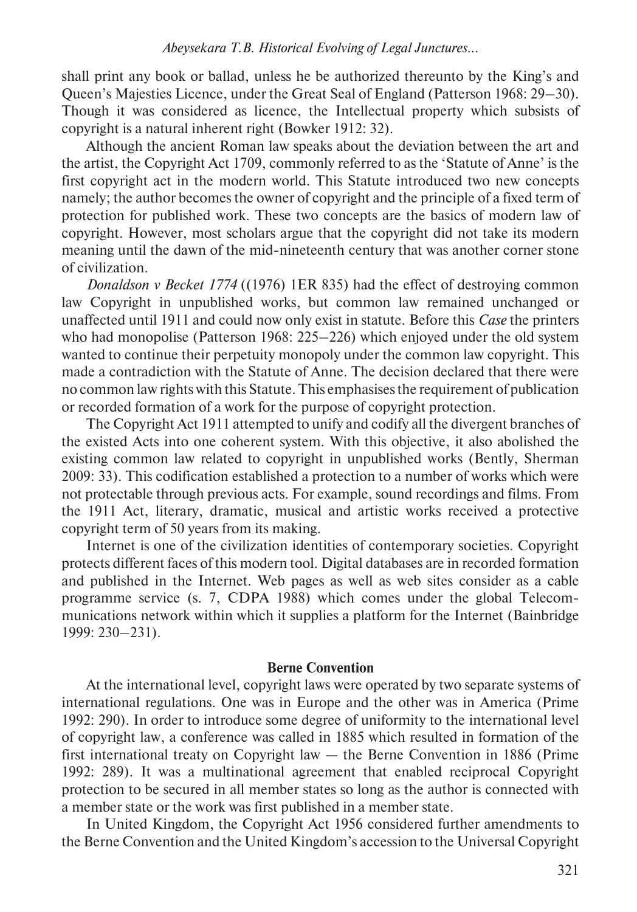shall print any book or ballad, unless he be authorized thereunto by the King's and Queen's Majesties Licence, under the Great Seal of England (Patterson 1968: 29–30). Though it was considered as licence, the Intellectual property which subsists of copyright is a natural inherent right (Bowker 1912: 32).

Although the ancient Roman law speaks about the deviation between the art and the artist, the Copyright Act 1709, commonly referred to as the 'Statute of Anne' is the first copyright act in the modern world. This Statute introduced two new concepts namely; the author becomes the owner of copyright and the principle of a fixed term of protection for published work. These two concepts are the basics of modern law of copyright. However, most scholars argue that the copyright did not take its modern meaning until the dawn of the mid-nineteenth century that was another corner stone of civilization.

*Donaldson v Becket 1774* ((1976) 1ER 835) had the effect of destroying common law Copyright in unpublished works, but common law remained unchanged or unaffected until 1911 and could now only exist in statute. Before this *Case* the printers who had monopolise (Patterson 1968: 225–226) which enjoyed under the old system wanted to continue their perpetuity monopoly under the common law copyright. This made a contradiction with the Statute of Anne. The decision declared that there were no common law rights with this Statute. This emphasises the requirement of publication or recorded formation of a work for the purpose of copyright protection.

The Copyright Act 1911 attempted to unify and codify all the divergent branches of the existed Acts into one coherent system. With this objective, it also abolished the existing common law related to copyright in unpublished works (Bently, Sherman 2009: 33). This codification established a protection to a number of works which were not protectable through previous acts. For example, sound recordings and films. From the 1911 Act, literary, dramatic, musical and artistic works received a protective copyright term of 50 years from its making.

Internet is one of the civilization identities of contemporary societies. Copyright protects different faces of this modern tool. Digital databases are in recorded formation and published in the Internet. Web pages as well as web sites consider as a cable programme service (s. 7, CDPA 1988) which comes under the global Telecommunications network within which it supplies a platform for the Internet (Bainbridge 1999: 230–231).

## Berne Convention

At the international level, copyright laws were operated by two separate systems of international regulations. One was in Europe and the other was in America (Prime 1992: 290). In order to introduce some degree of uniformity to the international level of copyright law, a conference was called in 1885 which resulted in formation of the first international treaty on Copyright law — the Berne Convention in 1886 (Prime 1992: 289). It was a multinational agreement that enabled reciprocal Copyright protection to be secured in all member states so long as the author is connected with a member state or the work was first published in a member state.

In United Kingdom, the Copyright Act 1956 considered further amendments to the Berne Convention and the United Kingdom's accession to the Universal Copyright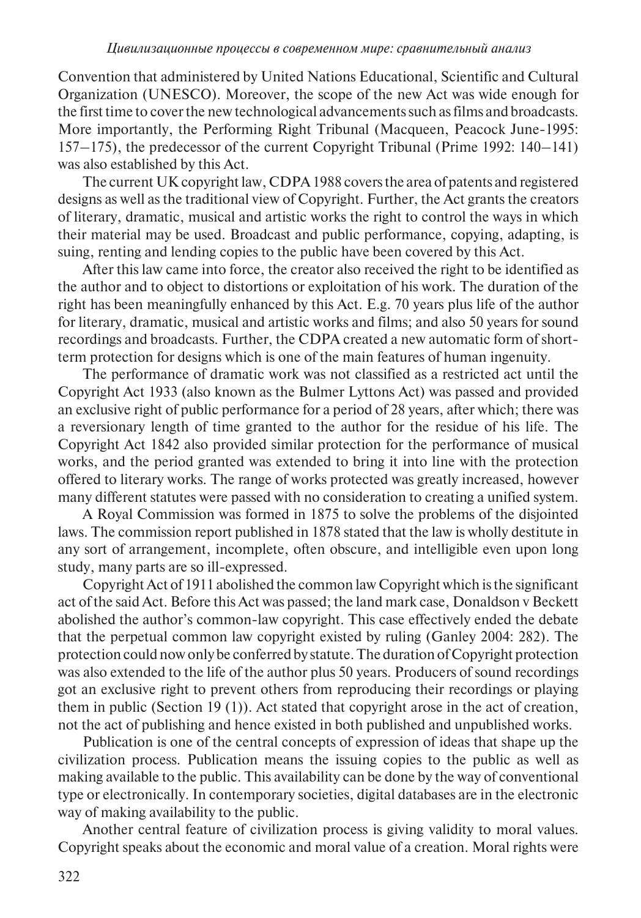Convention that administered by United Nations Educational, Scientific and Cultural Organization (UNESCO). Moreover, the scope of the new Act was wide enough for the first time to cover the new technological advancements such as films and broadcasts. More importantly, the Performing Right Tribunal (Macqueen, Peacock June-1995: 157–175), the predecessor of the current Copyright Tribunal (Prime 1992: 140–141) was also established by this Act.

The current UK copyright law, CDPA 1988 covers the area of patents and registered designs as well as the traditional view of Copyright. Further, the Act grants the creators of literary, dramatic, musical and artistic works the right to control the ways in which their material may be used. Broadcast and public performance, copying, adapting, issuing, renting and lending copies to the public have been covered by this Act.

After this law came into force, the creator also received the right to be identified as the author and to object to distortions or exploitation of his work. The duration of the right has been meaningfully enhanced by this Act. E.g. 70 years plus life of the author for literary, dramatic, musical and artistic works and films; and also 50 years for sound recordings and broadcasts. Further, the CDPA created a new automatic form of short-term protection for designs which is one of the main features of human ingenuity.

The performance of dramatic work was not classified as a restricted act until the Copyright Act 1933 (also known as the Bulmer Lyttons Act) was passed and provided an exclusive right of public performance for a period of 28 years, after which; there was a reversionary length of time granted to the author for the residue of his life. The Copyright Act 1842 also provided similar protection for the performance of musical works, and the period granted was extended to bring it into line with the protection offered to literary works. The range of works protected was greatly increased, however many different statutes were passed with no consideration to creating a unified system.

A Royal Commission was formed in 1875 to solve the problems of the disjointed laws. The commission report published in 1878 stated that the law is wholly destitute in any sort of arrangement, incomplete, often obscure, and intelligible even upon long study, many parts are so ill-expressed.

Copyright Act of 1911 abolished the common law Copyright which is the significant act of the said Act. Before this Act was passed; the land mark case, Donaldson v Beckett abolished the author's common-law copyright. This case effectively ended the debate that the perpetual common law copyright existed by ruling (Ganley 2004: 282). The protection could now only be conferred by statute. The duration of Copyright protection was also extended to the life of the author plus 50 years. Producers of sound recordings got an exclusive right to prevent others from reproducing their recordings or playing them in public (Section 19 (1)). Act stated that copyright arose in the act of creation, not the act of publishing and hence existed in both published and unpublished works.

Publication is one of the central concepts of expression of ideas that shape up the civilization process. Publication means the issuing copies to the public as well as making available to the public. This availability can be done by the way of conventional type or electronically. In contemporary societies, digital databases are in the electronic way of making availability to the public.

Another central feature of civilization process is giving validity to moral values. Copyright speaks about the economic and moral value of a creation. Moral rights were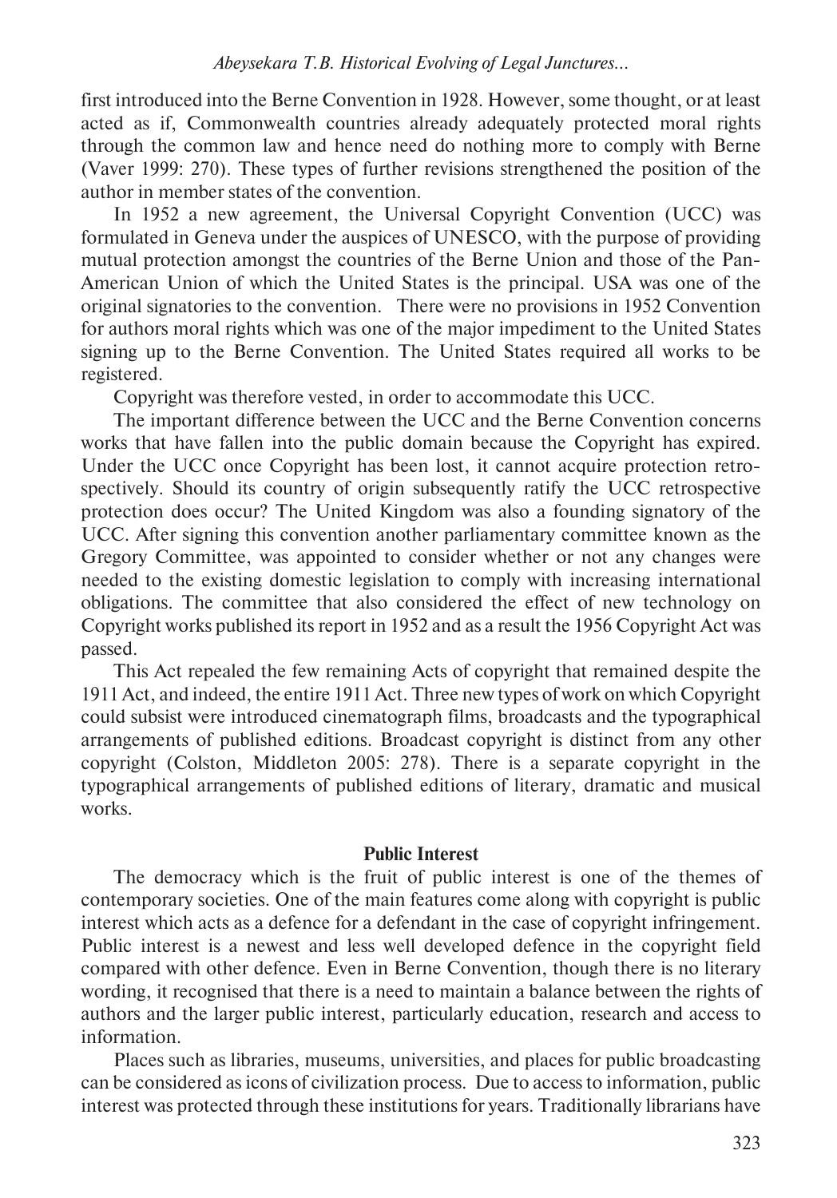first introduced into the Berne Convention in 1928. However, some thought, or at least acted as if, Commonwealth countries already adequately protected moral rights through the common law and hence need do nothing more to comply with Berne (Vaver 1999: 270). These types of further revisions strengthened the position of the author in member states of the convention.

In 1952 a new agreement, the Universal Copyright Convention (UCC) was formulated in Geneva under the auspices of UNESCO, with the purpose of providing mutual protection amongst the countries of the Berne Union and those of the Pan-American Union of which the United States is the principal. USA was one of the original signatories to the convention. There were no provisions in 1952 Convention for authors moral rights which was one of the major impediment to the United States signing up to the Berne Convention. The United States required all works to be registered.

Copyright was therefore vested, in order to accommodate this UCC.

The important difference between the UCC and the Berne Convention concerns works that have fallen into the public domain because the Copyright has expired. Under the UCC once Copyright has been lost, it cannot acquire protection retrospectively. Should its country of origin subsequently ratify the UCC retrospective protection does occur? The United Kingdom was also a founding signatory of the UCC. After signing this convention another parliamentary committee known as the Gregory Committee, was appointed to consider whether or not any changes were needed to the existing domestic legislation to comply with increasing international obligations. The committee that also considered the effect of new technology on Copyright works published its report in 1952 and as a result the 1956 Copyright Act was passed.

This Act repealed the few remaining Acts of copyright that remained despite the 1911 Act, and indeed, the entire 1911 Act. Three new types of work on which Copyright could subsist were introduced cinematograph films, broadcasts and the typographical arrangements of published editions. Broadcast copyright is distinct from any other copyright (Colston, Middleton 2005: 278). There is a separate copyright in the typographical arrangements of published editions of literary, dramatic and musical works.

**Public Interest**

The democracy which is the fruit of public interest is one of the themes of contemporary societies. One of the main features come along with copyright is public interest which acts as a defence for a defendant in the case of copyright infringement. Public interest is a newest and less well developed defence in the copyright field compared with other defence. Even in Berne Convention, though there is no literary wording, it recognised that there is a need to maintain a balance between the rights of authors and the larger public interest, particularly education, research and access to information.

Places such as libraries, museums, universities, and places for public broadcasting can be considered as icons of civilization process. Due to access to information, public interest was protected through these institutions for years. Traditionally librarians have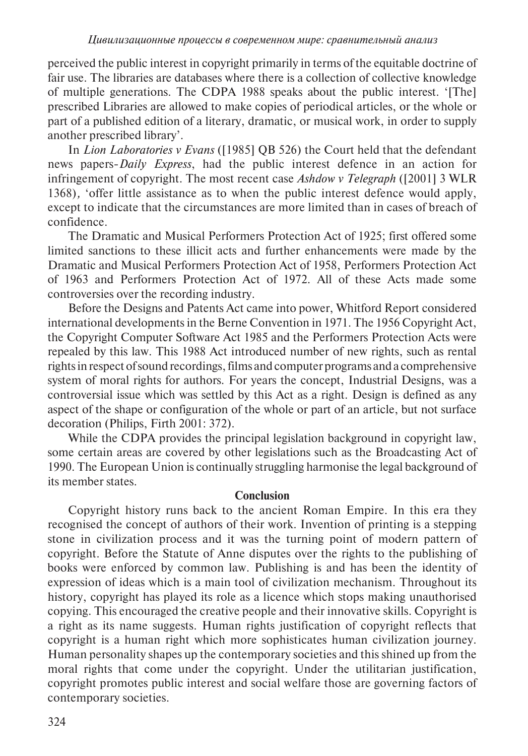perceived the public interest in copyright primarily in terms of the equitable doctrine of fair use. The libraries are databases where there is a collection of collective knowledge of multiple generations. The CDPA 1988 speaks about the public interest. '[The] prescribed Libraries are allowed to make copies of periodical articles, or the whole or part of a published edition of a literary, dramatic, or musical work, in order to supply another prescribed library'.

In *Lion Laboratories v Evans* ([1985] QB 526) the Court held that the defendant news papers-*Daily Express*, had the public interest defence in an action for infringement of copyright. The most recent case *Ashdow v Telegraph* ([2001] 3 WLR 1368), 'offer little assistance as to when the public interest defence would apply, except to indicate that the circumstances are more limited than in cases of breach of confidence.

The Dramatic and Musical Performers Protection Act of 1925; first offered some limited sanctions to these illicit acts and further enhancements were made by the Dramatic and Musical Performers Protection Act of 1958, Performers Protection Act of 1963 and Performers Protection Act of 1972. All of these Acts made some controversies over the recording industry.

Before the Designs and Patents Act came into power, Whitford Report considered international developments in the Berne Convention in 1971. The 1956 Copyright Act, the Copyright Computer Software Act 1985 and the Performers Protection Acts were repealed by this law. This 1988 Act introduced number of new rights, such as rental rights in respect of sound recordings, films and computer programs and a comprehensive system of moral rights for authors. For years the concept, Industrial Designs, was a controversial issue which was settled by this Act as a right. Design is defined as any aspect of the shape or configuration of the whole or part of an article, but not surface decoration (Philips, Firth 2001: 372).

While the CDPA provides the principal legislation background in copyright law, some certain areas are covered by other legislations such as the Broadcasting Act of 1990. The European Union is continually struggling harmonise the legal background of its member states.

## Conclusion

Copyright history runs back to the ancient Roman Empire. In this era they recognised the concept of authors of their work. Invention of printing is a stepping stone in civilization process and it was the turning point of modern pattern of copyright. Before the Statute of Anne disputes over the rights to the publishing of books were enforced by common law. Publishing is and has been the identity of expression of ideas which is a main tool of civilization mechanism. Throughout its history, copyright has played its role as a licence which stops making unauthorised copying. This encouraged the creative people and their innovative skills. Copyright is a right as its name suggests. Human rights justification of copyright reflects that copyright is a human right which more sophisticates human civilization journey. Human personality shapes up the contemporary societies and this shined up from the moral rights that come under the copyright. Under the utilitarian justification, copyright promotes public interest and social welfare those are governing factors of contemporary societies.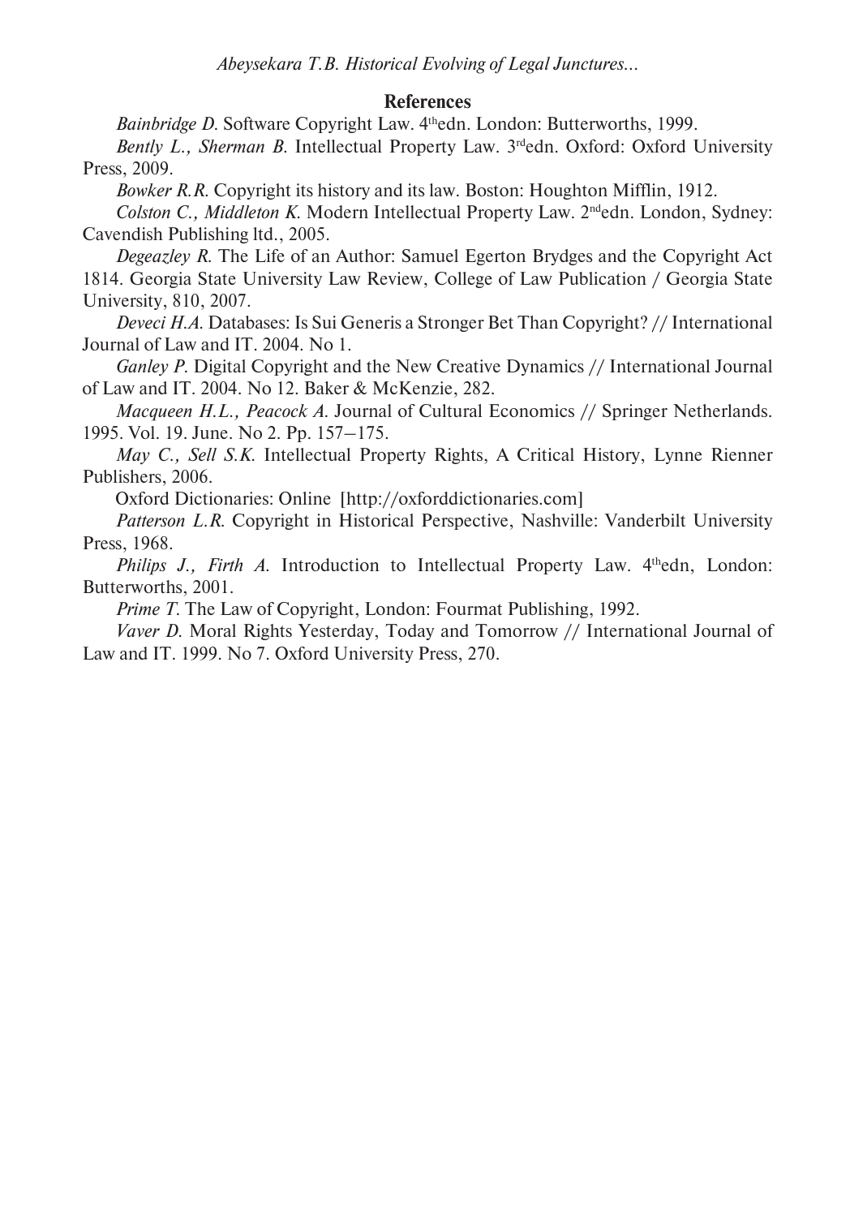## References

*Bainbridge D.* Software Copyright Law. 4[th]edn. London: Butterworths, 1999.

*Bently L., Sherman B.* Intellectual Property Law. 3[rd]edn. Oxford: Oxford University Press, 2009.

*Bowker R.R.* Copyright its history and its law. Boston: Houghton Mifflin, 1912.

*Colston C., Middleton K.* Modern Intellectual Property Law. 2[nd]edn. London, Sydney: Cavendish Publishing ltd., 2005.

*Degeazley R.* The Life of an Author: Samuel Egerton Brydges and the Copyright Act 1814. Georgia State University Law Review, College of Law Publication / Georgia State University, 810, 2007.

*Deveci H.A.* Databases: Is Sui Generis a Stronger Bet Than Copyright? // International Journal of Law and IT. 2004. No 1.

*Ganley P.* Digital Copyright and the New Creative Dynamics // International Journal of Law and IT. 2004. No 12. Baker & McKenzie, 282.

*Macqueen H.L., Peacock A.* Journal of Cultural Economics // Springer Netherlands. 1995. Vol. 19. June. No 2. Pp. 157–175.

*May C., Sell S.K.* Intellectual Property Rights, A Critical History, Lynne Rienner Publishers, 2006.

Oxford Dictionaries: Online [http://oxforddictionaries.com]

*Patterson L.R.* Copyright in Historical Perspective, Nashville: Vanderbilt University Press, 1968.

*Philips J., Firth A.* Introduction to Intellectual Property Law. 4[th]edn, London: Butterworths, 2001.

*Prime T.* The Law of Copyright, London: Fourmat Publishing, 1992.

*Vaver D.* Moral Rights Yesterday, Today and Tomorrow // International Journal of Law and IT. 1999. No 7. Oxford University Press, 270.